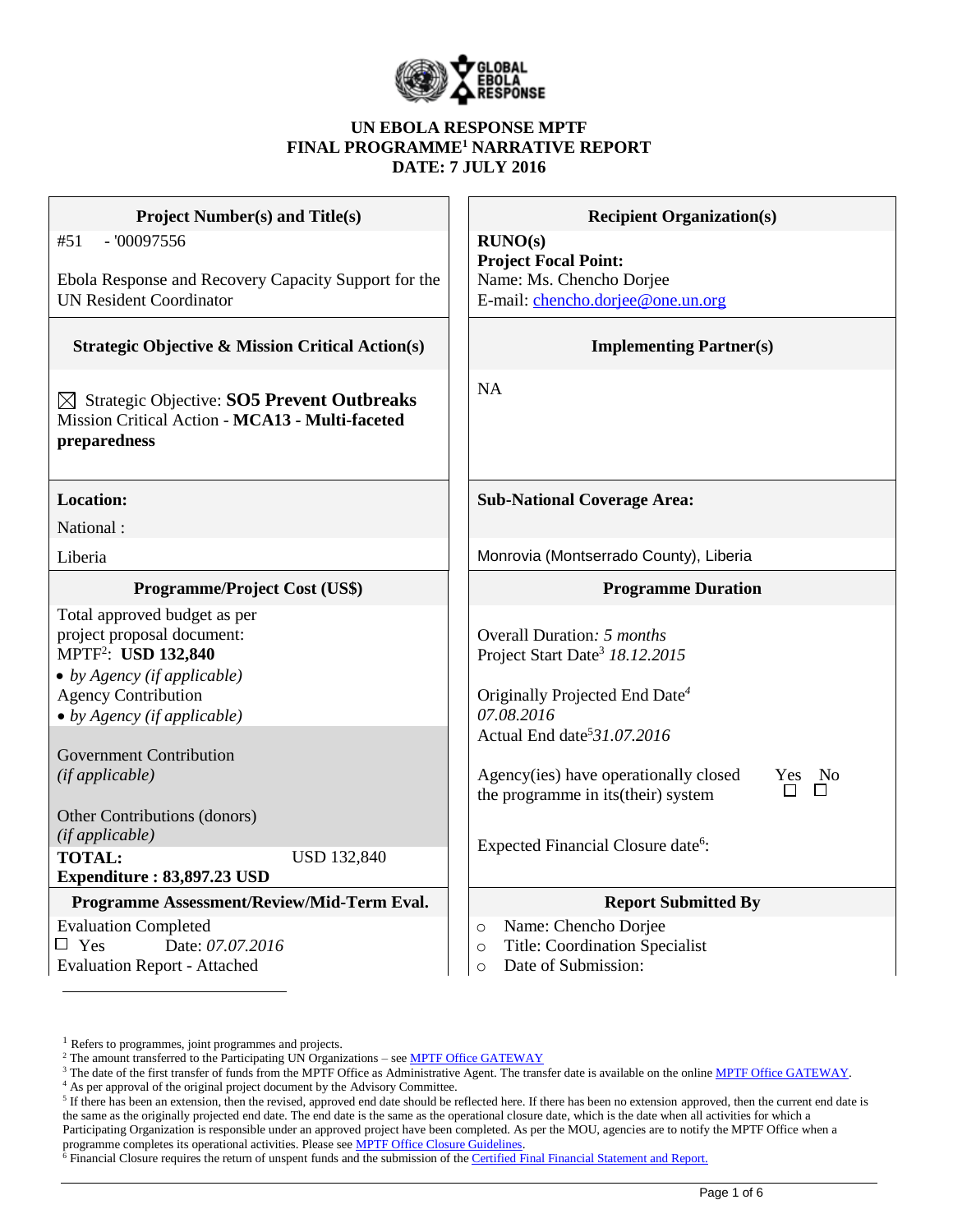# UN EBOLA RESPONSE MPTF
# FINAL PROGRAMME[1] NARRATIVE REPORT
# DATE: 7 JULY 2016

| **Project Number(s) and Title(s)** | **Recipient Organization(s)** |
|---|---|
| #51 - '00097556<br><br>Ebola Response and Recovery Capacity Support for the UN Resident Coordinator | **RUNO(s)**<br>**Project Focal Point:**<br>Name: Ms. Chencho Dorjee<br>E-mail: chencho.dorjee@one.un.org |
| **Strategic Objective & Mission Critical Action(s)** | **Implementing Partner(s)** |
| ☒ Strategic Objective: **SO5 Prevent Outbreaks**<br>Mission Critical Action - **MCA13 - Multi-faceted preparedness** | NA |
| **Location:** | **Sub-National Coverage Area:** |
| National :<br>Liberia | Monrovia (Montserrado County), Liberia |
| **Programme/Project Cost (US$)** | **Programme Duration** |
| Total approved budget as per project proposal document:<br>MPTF[2]: **USD 132,840**<br>• *by Agency (if applicable)*<br>Agency Contribution<br>• *by Agency (if applicable)*<br><br>Government Contribution<br>*(if applicable)*<br><br>Other Contributions (donors)<br>*(if applicable)*<br>**TOTAL:** USD 132,840<br>**Expenditure : 83,897.23 USD** | Overall Duration*: 5 months*<br>Project Start Date[3] *18.12.2015*<br><br>Originally Projected End Date[4]<br>*07.08.2016*<br>Actual End date[5] *31.07.2016*<br><br>Agency(ies) have operationally closed the programme in its(their) system Yes ☐ No ☐<br><br>Expected Financial Closure date[6]: |
| **Programme Assessment/Review/Mid-Term Eval.** | **Report Submitted By** |
| Evaluation Completed<br>☐ Yes Date: *07.07.2016*<br>Evaluation Report - Attached | ○ Name: Chencho Dorjee<br>○ Title: Coordination Specialist<br>○ Date of Submission: |

---

[1] Refers to programmes, joint programmes and projects.
[2] The amount transferred to the Participating UN Organizations – see MPTF Office GATEWAY
[3] The date of the first transfer of funds from the MPTF Office as Administrative Agent. The transfer date is available on the online MPTF Office GATEWAY.
[4] As per approval of the original project document by the Advisory Committee.
[5] If there has been an extension, then the revised, approved end date should be reflected here. If there has been no extension approved, then the current end date is the same as the originally projected end date. The end date is the same as the operational closure date, which is the date when all activities for which a Participating Organization is responsible under an approved project have been completed. As per the MOU, agencies are to notify the MPTF Office when a programme completes its operational activities. Please see MPTF Office Closure Guidelines.
[6] Financial Closure requires the return of unspent funds and the submission of the Certified Final Financial Statement and Report.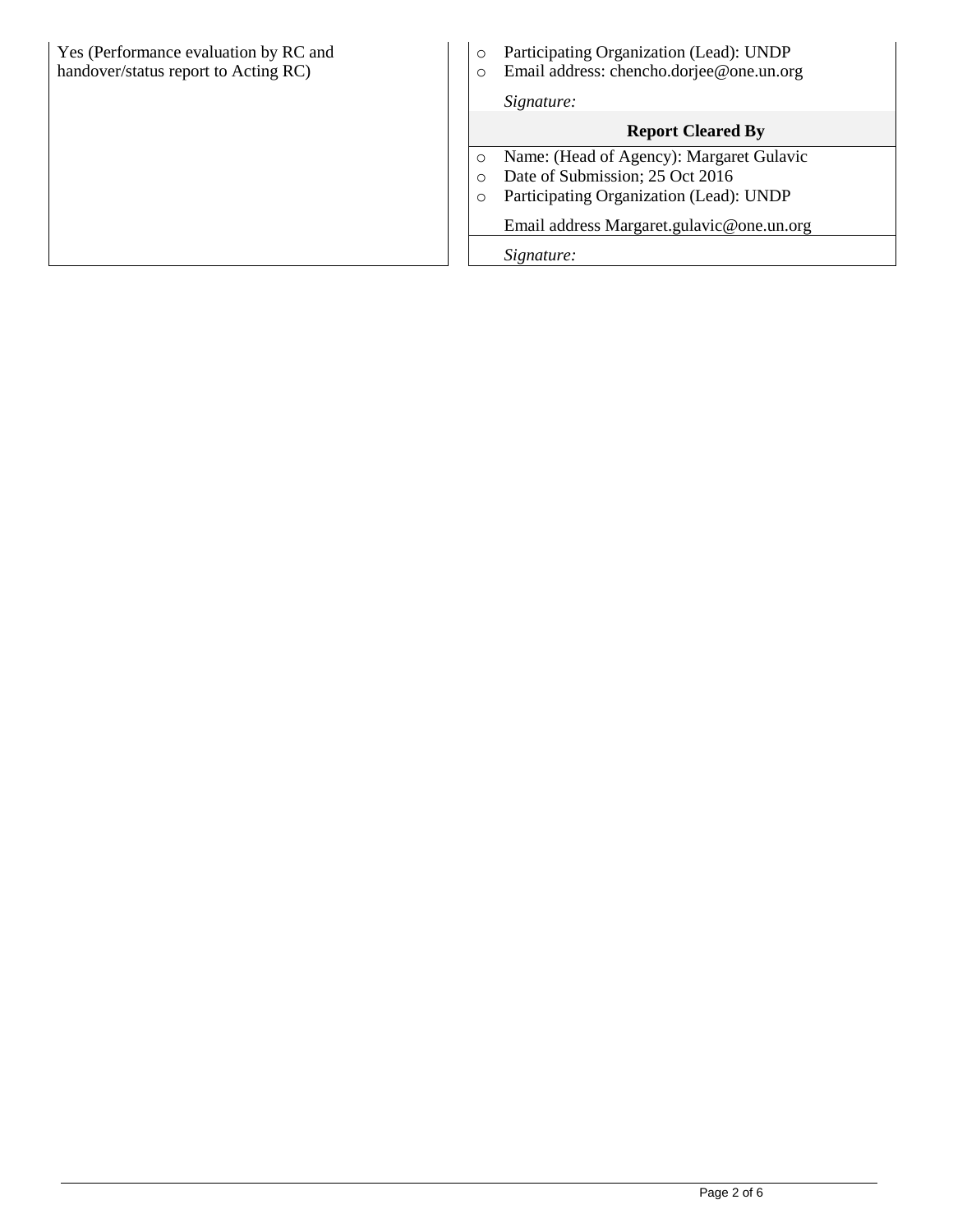| Yes (Performance evaluation by RC and handover/status report to Acting RC) | <ul><li>Participating Organization (Lead): UNDP</li><li>Email address: chencho.dorjee@one.un.org</li></ul>*Signature:* |
|---|---|
| | **Report Cleared By** |
| | <ul><li>Name: (Head of Agency): Margaret Gulavic</li><li>Date of Submission; 25 Oct 2016</li><li>Participating Organization (Lead): UNDP</li></ul>Email address Margaret.gulavic@one.un.org |
| | *Signature:* |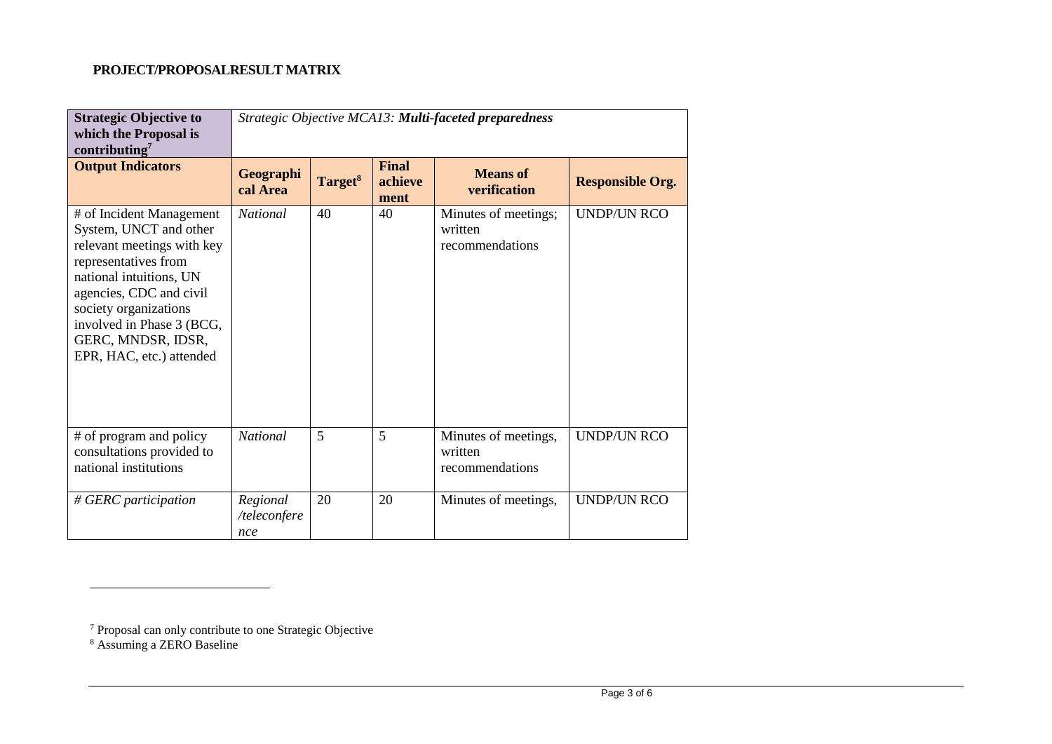**PROJECT/PROPOSALRESULT MATRIX**

| **Strategic Objective to which the Proposal is contributing**[7] | *Strategic Objective MCA13:* ***Multi-faceted preparedness*** | | | | |
|---|---|---|---|---|---|
| **Output Indicators** | **Geographical Area** | **Target**[8] | **Final achievement** | **Means of verification** | **Responsible Org.** |
| # of Incident Management System, UNCT and other relevant meetings with key representatives from national intuitions, UN agencies, CDC and civil society organizations involved in Phase 3 (BCG, GERC, MNDSR, IDSR, EPR, HAC, etc.) attended | *National* | 40 | 40 | Minutes of meetings; written recommendations | UNDP/UN RCO |
| # of program and policy consultations provided to national institutions | *National* | 5 | 5 | Minutes of meetings, written recommendations | UNDP/UN RCO |
| *# GERC participation* | *Regional /teleconference* | 20 | 20 | Minutes of meetings, | UNDP/UN RCO |

[7] Proposal can only contribute to one Strategic Objective

[8] Assuming a ZERO Baseline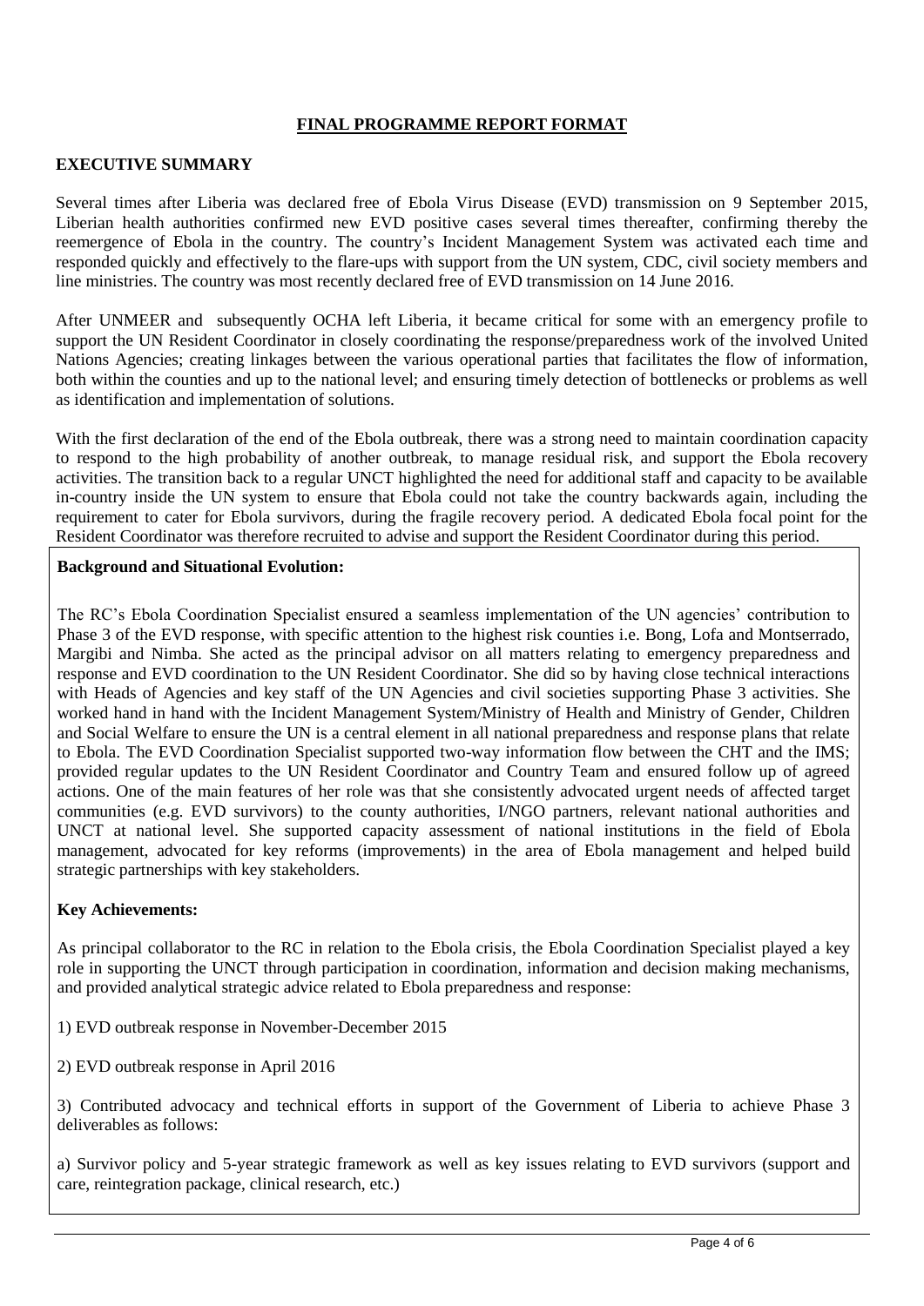## FINAL PROGRAMME REPORT FORMAT

### EXECUTIVE SUMMARY

Several times after Liberia was declared free of Ebola Virus Disease (EVD) transmission on 9 September 2015, Liberian health authorities confirmed new EVD positive cases several times thereafter, confirming thereby the reemergence of Ebola in the country. The country's Incident Management System was activated each time and responded quickly and effectively to the flare-ups with support from the UN system, CDC, civil society members and line ministries. The country was most recently declared free of EVD transmission on 14 June 2016.

After UNMEER and subsequently OCHA left Liberia, it became critical for some with an emergency profile to support the UN Resident Coordinator in closely coordinating the response/preparedness work of the involved United Nations Agencies; creating linkages between the various operational parties that facilitates the flow of information, both within the counties and up to the national level; and ensuring timely detection of bottlenecks or problems as well as identification and implementation of solutions.

With the first declaration of the end of the Ebola outbreak, there was a strong need to maintain coordination capacity to respond to the high probability of another outbreak, to manage residual risk, and support the Ebola recovery activities. The transition back to a regular UNCT highlighted the need for additional staff and capacity to be available in-country inside the UN system to ensure that Ebola could not take the country backwards again, including the requirement to cater for Ebola survivors, during the fragile recovery period. A dedicated Ebola focal point for the Resident Coordinator was therefore recruited to advise and support the Resident Coordinator during this period.

**Background and Situational Evolution:**

The RC's Ebola Coordination Specialist ensured a seamless implementation of the UN agencies' contribution to Phase 3 of the EVD response, with specific attention to the highest risk counties i.e. Bong, Lofa and Montserrado, Margibi and Nimba. She acted as the principal advisor on all matters relating to emergency preparedness and response and EVD coordination to the UN Resident Coordinator. She did so by having close technical interactions with Heads of Agencies and key staff of the UN Agencies and civil societies supporting Phase 3 activities. She worked hand in hand with the Incident Management System/Ministry of Health and Ministry of Gender, Children and Social Welfare to ensure the UN is a central element in all national preparedness and response plans that relate to Ebola. The EVD Coordination Specialist supported two-way information flow between the CHT and the IMS; provided regular updates to the UN Resident Coordinator and Country Team and ensured follow up of agreed actions. One of the main features of her role was that she consistently advocated urgent needs of affected target communities (e.g. EVD survivors) to the county authorities, I/NGO partners, relevant national authorities and UNCT at national level. She supported capacity assessment of national institutions in the field of Ebola management, advocated for key reforms (improvements) in the area of Ebola management and helped build strategic partnerships with key stakeholders.

**Key Achievements:**

As principal collaborator to the RC in relation to the Ebola crisis, the Ebola Coordination Specialist played a key role in supporting the UNCT through participation in coordination, information and decision making mechanisms, and provided analytical strategic advice related to Ebola preparedness and response:

1) EVD outbreak response in November-December 2015

2) EVD outbreak response in April 2016

3) Contributed advocacy and technical efforts in support of the Government of Liberia to achieve Phase 3 deliverables as follows:

a) Survivor policy and 5-year strategic framework as well as key issues relating to EVD survivors (support and care, reintegration package, clinical research, etc.)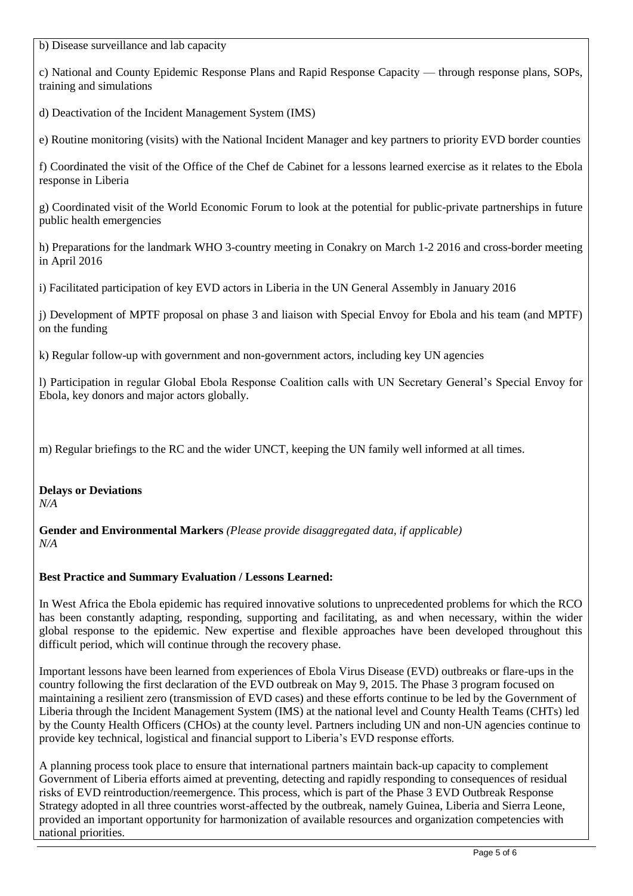b) Disease surveillance and lab capacity

c) National and County Epidemic Response Plans and Rapid Response Capacity — through response plans, SOPs, training and simulations

d) Deactivation of the Incident Management System (IMS)

e) Routine monitoring (visits) with the National Incident Manager and key partners to priority EVD border counties

f) Coordinated the visit of the Office of the Chef de Cabinet for a lessons learned exercise as it relates to the Ebola response in Liberia

g) Coordinated visit of the World Economic Forum to look at the potential for public-private partnerships in future public health emergencies

h) Preparations for the landmark WHO 3-country meeting in Conakry on March 1-2 2016 and cross-border meeting in April 2016

i) Facilitated participation of key EVD actors in Liberia in the UN General Assembly in January 2016

j) Development of MPTF proposal on phase 3 and liaison with Special Envoy for Ebola and his team (and MPTF) on the funding

k) Regular follow-up with government and non-government actors, including key UN agencies

l) Participation in regular Global Ebola Response Coalition calls with UN Secretary General's Special Envoy for Ebola, key donors and major actors globally.

m) Regular briefings to the RC and the wider UNCT, keeping the UN family well informed at all times.

**Delays or Deviations**
*N/A*

**Gender and Environmental Markers** *(Please provide disaggregated data, if applicable)*
*N/A*

**Best Practice and Summary Evaluation / Lessons Learned:**

In West Africa the Ebola epidemic has required innovative solutions to unprecedented problems for which the RCO has been constantly adapting, responding, supporting and facilitating, as and when necessary, within the wider global response to the epidemic. New expertise and flexible approaches have been developed throughout this difficult period, which will continue through the recovery phase.

Important lessons have been learned from experiences of Ebola Virus Disease (EVD) outbreaks or flare-ups in the country following the first declaration of the EVD outbreak on May 9, 2015. The Phase 3 program focused on maintaining a resilient zero (transmission of EVD cases) and these efforts continue to be led by the Government of Liberia through the Incident Management System (IMS) at the national level and County Health Teams (CHTs) led by the County Health Officers (CHOs) at the county level. Partners including UN and non-UN agencies continue to provide key technical, logistical and financial support to Liberia's EVD response efforts.

A planning process took place to ensure that international partners maintain back-up capacity to complement Government of Liberia efforts aimed at preventing, detecting and rapidly responding to consequences of residual risks of EVD reintroduction/reemergence. This process, which is part of the Phase 3 EVD Outbreak Response Strategy adopted in all three countries worst-affected by the outbreak, namely Guinea, Liberia and Sierra Leone, provided an important opportunity for harmonization of available resources and organization competencies with national priorities.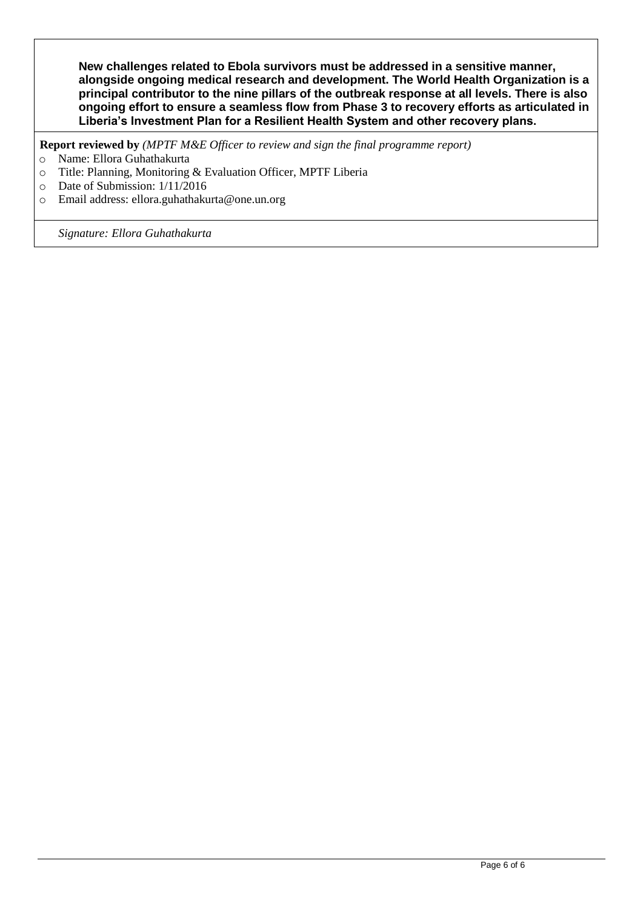**New challenges related to Ebola survivors must be addressed in a sensitive manner, alongside ongoing medical research and development. The World Health Organization is a principal contributor to the nine pillars of the outbreak response at all levels. There is also ongoing effort to ensure a seamless flow from Phase 3 to recovery efforts as articulated in Liberia's Investment Plan for a Resilient Health System and other recovery plans.**

**Report reviewed by** *(MPTF M&E Officer to review and sign the final programme report)*

- Name: Ellora Guhathakurta
- Title: Planning, Monitoring & Evaluation Officer, MPTF Liberia
- Date of Submission: 1/11/2016
- Email address: ellora.guhathakurta@one.un.org

*Signature: Ellora Guhathakurta*